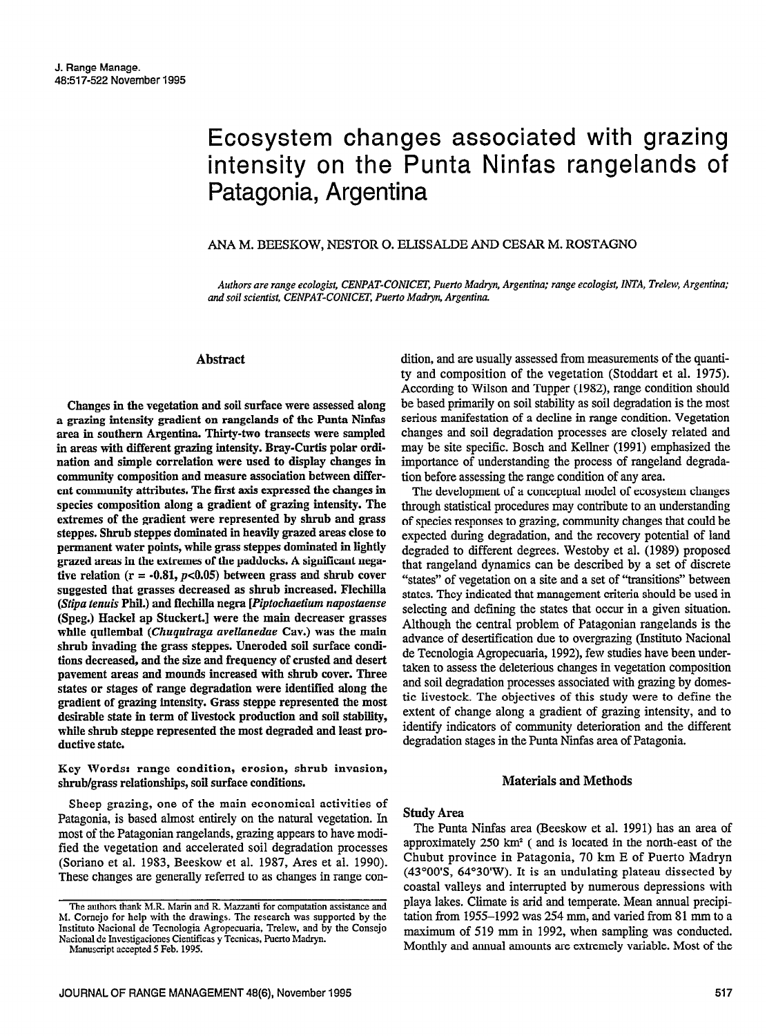# Ecosystem changes associated with grazing intensity on the Punta Ninfas rangelands of Patagonia, Argentina

ANA M. BEESKOW, NESTOR O. ELISSALDE AND CESAR M. ROSTAGNO

*Authors are range ecologist, CENPAT-CONICET, Puerto Madryn, Argentina; range ecologist, INTA, Trelew, Argentina; and soil scientist, CENPAT-CONICET, Puerto Madryn, Argentina.*

## Abstract

**Changes in the vegetation and soil surface were assessed along a grazing intensity gradient on rangelands of the Punta Ninfas area in southern Argentina. Thirty-two transects were sampled in areas with different grazing intensity. Bray-Curtis polar ordination and simple correlation were used to display changes in community composition and measure association between different community attributes. The first axis expressed the changes in species composition along a gradient of grazing intensity. The extremes of the gradient were represented by shrub and grass steppes. Shrub steppes dominated in heavily grazed areas close to permanent water points, while grass steppes dominated in lightly grazed areas in the extremes of the paddocks. A significant negative relation ($r = -0.81$, $p<0.05$) between grass and shrub cover suggested that grasses decreased as shrub increased. Flechilla (*Stipa tenuis* Phil.) and flechilla negra [*Piptochaetium napostaense* (Speg.) Hackel ap Stuckert.] were the main decreaser grasses while quilembai (*Chuquiraga avellanedae* Cav.) was the main shrub invading the grass steppes. Uneroded soil surface conditions decreased, and the size and frequency of crusted and desert pavement areas and mounds increased with shrub cover. Three states or stages of range degradation were identified along the gradient of grazing intensity. Grass steppe represented the most desirable state in term of livestock production and soil stability, while shrub steppe represented the most degraded and least productive state.**

**Key Words: range condition, erosion, shrub invasion, shrub/grass relationships, soil surface conditions.**

Sheep grazing, one of the main economical activities of Patagonia, is based almost entirely on the natural vegetation. In most of the Patagonian rangelands, grazing appears to have modified the vegetation and accelerated soil degradation processes (Soriano et al. 1983, Beeskow et al. 1987, Ares et al. 1990). These changes are generally referred to as changes in range condition, and are usually assessed from measurements of the quantity and composition of the vegetation (Stoddart et al. 1975). According to Wilson and Tupper (1982), range condition should be based primarily on soil stability as soil degradation is the most serious manifestation of a decline in range condition. Vegetation changes and soil degradation processes are closely related and may be site specific. Bosch and Kellner (1991) emphasized the importance of understanding the process of rangeland degradation before assessing the range condition of any area.

The development of a conceptual model of ecosystem changes through statistical procedures may contribute to an understanding of species responses to grazing, community changes that could be expected during degradation, and the recovery potential of land degraded to different degrees. Westoby et al. (1989) proposed that rangeland dynamics can be described by a set of discrete "states" of vegetation on a site and a set of "transitions" between states. They indicated that management criteria should be used in selecting and defining the states that occur in a given situation. Although the central problem of Patagonian rangelands is the advance of desertification due to overgrazing (Instituto Nacional de Tecnologia Agropecuaria, 1992), few studies have been undertaken to assess the deleterious changes in vegetation composition and soil degradation processes associated with grazing by domestic livestock. The objectives of this study were to define the extent of change along a gradient of grazing intensity, and to identify indicators of community deterioration and the different degradation stages in the Punta Ninfas area of Patagonia.

## Materials and Methods

### Study Area

The Punta Ninfas area (Beeskow et al. 1991) has an area of approximately 250 km² ( and is located in the north-east of the Chubut province in Patagonia, 70 km E of Puerto Madryn (43°00'S, 64°30'W). It is an undulating plateau dissected by coastal valleys and interrupted by numerous depressions with playa lakes. Climate is arid and temperate. Mean annual precipitation from 1955–1992 was 254 mm, and varied from 81 mm to a maximum of 519 mm in 1992, when sampling was conducted. Monthly and annual amounts are extremely variable. Most of the

---

The authors thank M.R. Marin and R. Mazzanti for computation assistance and M. Cornejo for help with the drawings. The research was supported by the Instituto Nacional de Tecnologia Agropecuaria, Trelew, and by the Consejo Nacional de Investigaciones Cientificas y Tecnicas, Puerto Madryn.

Manuscript accepted 5 Feb. 1995.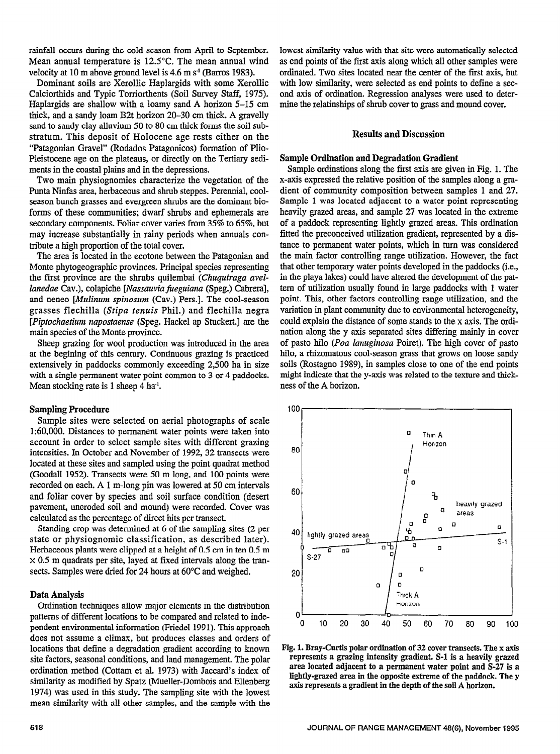rainfall occurs during the cold season from April to September. Mean annual temperature is 12.5°C. The mean annual wind velocity at 10 m above ground level is 4.6 m s$^{-1}$ (Barros 1983).

Dominant soils are Xerollic Haplargids with some Xerollic Calciorthids and Typic Torriorthents (Soil Survey Staff, 1975). Haplargids are shallow with a loamy sand A horizon 5–15 cm thick, and a sandy loam B2t horizon 20–30 cm thick. A gravelly sand to sandy clay alluvium 50 to 80 cm thick forms the soil substratum. This deposit of Holocene age rests either on the "Patagonian Gravel" (Rodados Patagonicos) formation of Plio-Pleistocene age on the plateaus, or directly on the Tertiary sediments in the coastal plains and in the depressions.

Two main physiognomies characterize the vegetation of the Punta Ninfas area, herbaceous and shrub steppes. Perennial, cool-season bunch grasses and evergreen shrubs are the dominant bioforms of these communities; dwarf shrubs and ephemerals are secondary components. Foliar cover varies from 35% to 65%, but may increase substantially in rainy periods when annuals contribute a high proportion of the total cover.

The area is located in the ecotone between the Patagonian and Monte phytogeographic provinces. Principal species representing the first province are the shrubs quilembai (*Chuquiraga avellanedae* Cav.), colapiche [*Nassauvia fueguiana* (Speg.) Cabrera], and neneo [*Mulinum spinosum* (Cav.) Pers.]. The cool-season grasses flechilla (*Stipa tenuis* Phil.) and flechilla negra [*Piptochaetium napostaense* (Speg. Hackel ap Stuckert.] are the main species of the Monte province.

Sheep grazing for wool production was introduced in the area at the begining of this century. Continuous grazing is practiced extensively in paddocks commonly exceeding 2,500 ha in size with a single permanent water point common to 3 or 4 paddocks. Mean stocking rate is 1 sheep 4 ha$^{-1}$.

### Sampling Procedure

Sample sites were selected on aerial photographs of scale 1:60,000. Distances to permanent water points were taken into account in order to select sample sites with different grazing intensities. In October and November of 1992, 32 transects were located at these sites and sampled using the point quadrat method (Goodall 1952). Transects were 50 m long, and 100 points were recorded on each. A 1 m-long pin was lowered at 50 cm intervals and foliar cover by species and soil surface condition (desert pavement, uneroded soil and mound) were recorded. Cover was calculated as the percentage of direct hits per transect.

Standing crop was determined at 6 of the sampling sites (2 per state or physiognomic classification, as described later). Herbaceous plants were clipped at a height of 0.5 cm in ten 0.5 m × 0.5 m quadrats per site, layed at fixed intervals along the transects. Samples were dried for 24 hours at 60°C and weighed.

### Data Analysis

Ordination techniques allow major elements in the distribution patterns of different locations to be compared and related to independent environmental information (Friedel 1991). This approach does not assume a climax, but produces classes and orders of locations that define a degradation gradient according to known site factors, seasonal conditions, and land management. The polar ordination method (Cottam et al. 1973) with Jaccard's index of similarity as modified by Spatz (Mueller-Dombois and Ellenberg 1974) was used in this study. The sampling site with the lowest mean similarity with all other samples, and the sample with the lowest similarity value with that site were automatically selected as end points of the first axis along which all other samples were ordinated. Two sites located near the center of the first axis, but with low similarity, were selected as end points to define a second axis of ordination. Regression analyses were used to determine the relatinships of shrub cover to grass and mound cover.

## Results and Discussion

### Sample Ordination and Degradation Gradient

Sample ordinations along the first axis are given in Fig. 1. The x-axis expressed the relative position of the samples along a gradient of community composition between samples 1 and 27. Sample 1 was located adjacent to a water point representing heavily grazed areas, and sample 27 was located in the extreme of a paddock representing lightly grazed areas. This ordination fitted the preconceived utilization gradient, represented by a distance to permanent water points, which in turn was considered the main factor controlling range utilization. However, the fact that other temporary water points developed in the paddocks (i.e., in the playa lakes) could have altered the development of the pattern of utilization usually found in large paddocks with 1 water point. This, other factors controlling range utilization, and the variation in plant community due to environmental heterogeneity, could explain the distance of some stands to the x axis. The ordination along the y axis separated sites differing mainly in cover of pasto hilo (*Poa lanuginosa* Poiret). The high cover of pasto hilo, a rhizomatous cool-season grass that grows on loose sandy soils (Rostagno 1989), in samples close to one of the end points might indicate that the y-axis was related to the texture and thickness of the A horizon.

100
80
60
40
20
0
0 10 20 30 40 50 60 70 80 90 100
Thin A Horizon
heavily grazed areas
lightly grazed areas
S-1
S-27
Thick A Horizon

**Fig. 1. Bray-Curtis polar ordination of 32 cover transects. The x axis represents a grazing intensity gradient. S-1 is a heavily grazed area located adjacent to a permanent water point and S-27 is a lightly-grazed area in the opposite extreme of the paddock. The y axis represents a gradient in the depth of the soil A horizon.**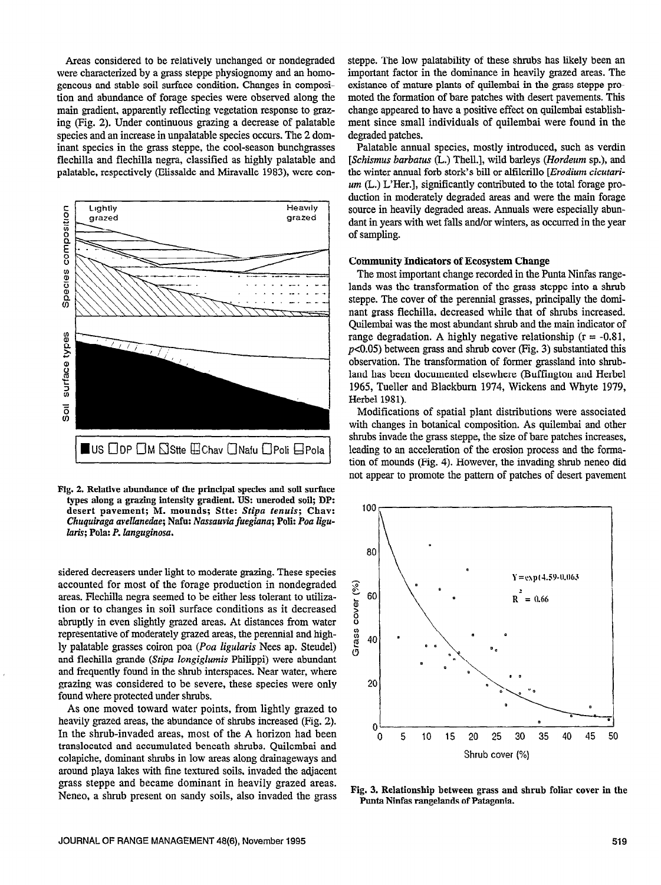Areas considered to be relatively unchanged or nondegraded were characterized by a grass steppe physiognomy and an homogeneous and stable soil surface condition. Changes in composition and abundance of forage species were observed along the main gradient, apparently reflecting vegetation response to grazing (Fig. 2). Under continuous grazing a decrease of palatable species and an increase in unpalatable species occurs. The 2 dominant species in the grass steppe, the cool-season bunchgrasses flechilla and flechilla negra, classified as highly palatable and palatable, respectively (Elissalde and Miravalle 1983), were considered decreasers under light to moderate grazing. These species accounted for most of the forage production in nondegraded areas. Flechilla negra seemed to be either less tolerant to utilization or to changes in soil surface conditions as it decreased abruptly in even slightly grazed areas. At distances from water representative of moderately grazed areas, the perennial and highly palatable grasses coiron poa (*Poa ligularis* Nees ap. Steudel) and flechilla grande (*Stipa longiglumis* Philippi) were abundant and frequently found in the shrub interspaces. Near water, where grazing was considered to be severe, these species were only found where protected under shrubs.

Lightly grazed
Heavily grazed
Species composition
Soil surface types
US DP M Stte Chav Nafu Poli Pola

**Fig. 2. Relative abundance of the principal species and soil surface types along a grazing intensity gradient. US: uneroded soil; DP: desert pavement; M. mounds; Stte: *Stipa tenuis*; Chav: *Chuquiraga avellanedae*; Nafu: *Nassauvia fuegiana*; Poli: *Poa ligularis*; Pola: *P. languginosa*.**

As one moved toward water points, from lightly grazed to heavily grazed areas, the abundance of shrubs increased (Fig. 2). In the shrub-invaded areas, most of the A horizon had been translocated and accumulated beneath shrubs. Quilembai and colapiche, dominant shrubs in low areas along drainageways and around playa lakes with fine textured soils, invaded the adjacent grass steppe and became dominant in heavily grazed areas. Neneo, a shrub present on sandy soils, also invaded the grass steppe. The low palatability of these shrubs has likely been an important factor in the dominance in heavily grazed areas. The existance of mature plants of quilembai in the grass steppe promoted the formation of bare patches with desert pavements. This change appeared to have a positive effect on quilembai establishment since small individuals of quilembai were found in the degraded patches.

Palatable annual species, mostly introduced, such as verdin [*Schismus barbatus* (L.) Thell.], wild barleys (*Hordeum* sp.), and the winter annual forb stork's bill or alfilerillo [*Erodium cicutarium* (L.) L'Her.], significantly contributed to the total forage production in moderately degraded areas and were the main forage source in heavily degraded areas. Annuals were especially abundant in years with wet falls and/or winters, as occurred in the year of sampling.

### Community Indicators of Ecosystem Change

The most important change recorded in the Punta Ninfas rangelands was the transformation of the grass steppe into a shrub steppe. The cover of the perennial grasses, principally the dominant grass flechilla, decreased while that of shrubs increased. Quilembai was the most abundant shrub and the main indicator of range degradation. A highly negative relationship ($r = -0.81$, $p<0.05$) between grass and shrub cover (Fig. 3) substantiated this observation. The transformation of former grassland into shrubland has been documented elsewhere (Buffington and Herbel 1965, Tueller and Blackburn 1974, Wickens and Whyte 1979, Herbel 1981).

Modifications of spatial plant distributions were associated with changes in botanical composition. As quilembai and other shrubs invade the grass steppe, the size of bare patches increases, leading to an acceleration of the erosion process and the formation of mounds (Fig. 4). However, the invading shrub neneo did not appear to promote the pattern of patches of desert pavement

$Y = \exp(4.59 - 0.063$
$R^2 = 0.66$
Grass cover (%)
Shrub cover (%)
0 20 40 60 80 100
0 5 10 15 20 25 30 35 40 45 50

**Fig. 3. Relationship between grass and shrub foliar cover in the Punta Ninfas rangelands of Patagonia.**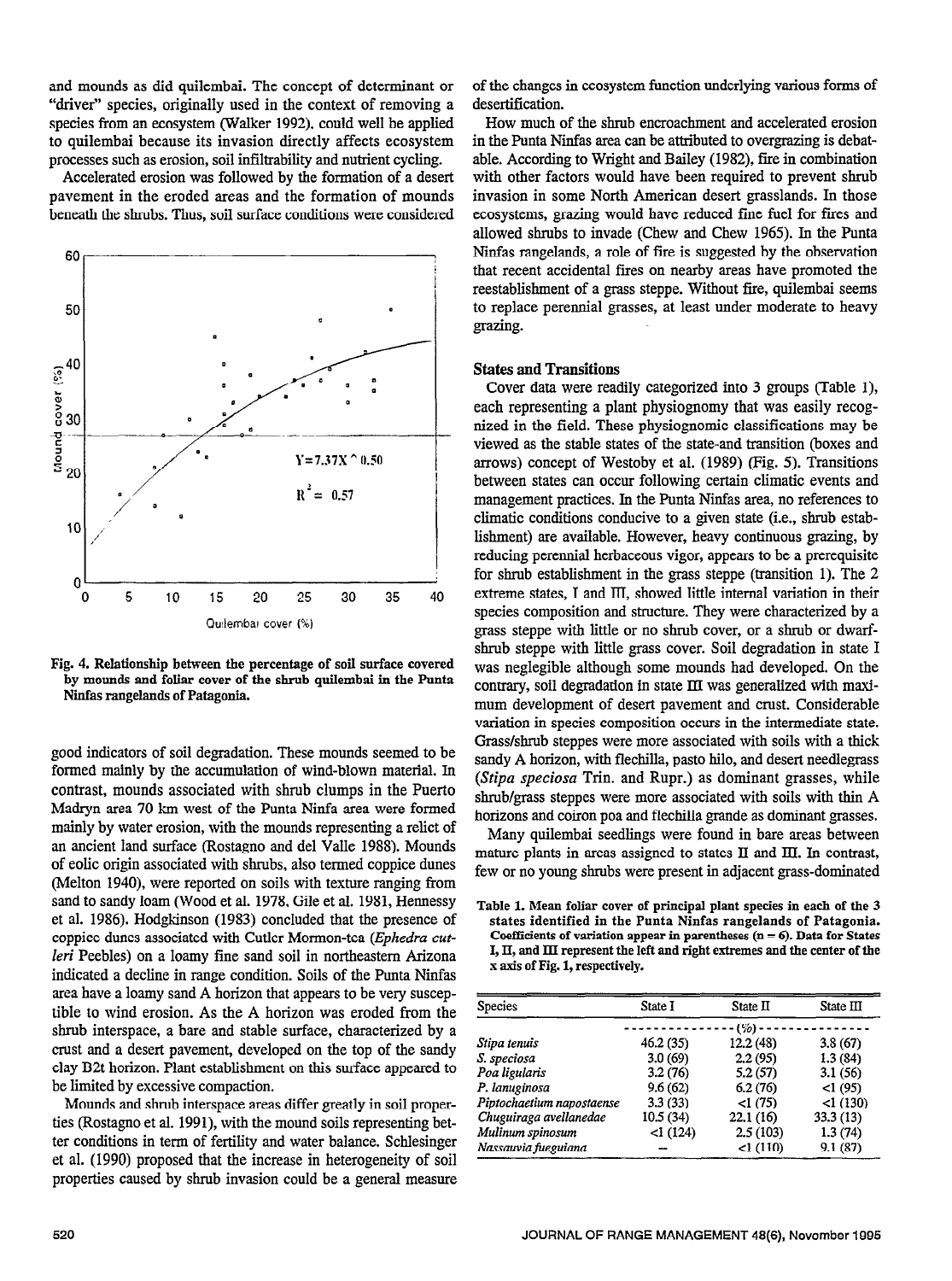and mounds as did quilembai. The concept of determinant or "driver" species, originally used in the context of removing a species from an ecosystem (Walker 1992), could well be applied to quilembai because its invasion directly affects ecosystem processes such as erosion, soil infiltrability and nutrient cycling.

Accelerated erosion was followed by the formation of a desert pavement in the eroded areas and the formation of mounds beneath the shrubs. Thus, soil surface conditions were considered

60
50
40
30
20
10
0
Mound cover (%)
0 5 10 15 20 25 30 35 40
Quilembai cover (%)
Y=7.37X ^ 0.50
$R^2$ = 0.57

**Fig. 4. Relationship between the percentage of soil surface covered by mounds and foliar cover of the shrub quilembai in the Punta Ninfas rangelands of Patagonia.**

good indicators of soil degradation. These mounds seemed to be formed mainly by the accumulation of wind-blown material. In contrast, mounds associated with shrub clumps in the Puerto Madryn area 70 km west of the Punta Ninfa area were formed mainly by water erosion, with the mounds representing a relict of an ancient land surface (Rostagno and del Valle 1988). Mounds of eolic origin associated with shrubs, also termed coppice dunes (Melton 1940), were reported on soils with texture ranging from sand to sandy loam (Wood et al. 1978, Gile et al. 1981, Hennessy et al. 1986). Hodgkinson (1983) concluded that the presence of coppice dunes associated with Cutler Mormon-tea (*Ephedra cutleri* Peebles) on a loamy fine sand soil in northeastern Arizona indicated a decline in range condition. Soils of the Punta Ninfas area have a loamy sand A horizon that appears to be very susceptible to wind erosion. As the A horizon was eroded from the shrub interspace, a bare and stable surface, characterized by a crust and a desert pavement, developed on the top of the sandy clay B2t horizon. Plant establishment on this surface appeared to be limited by excessive compaction.

Mounds and shrub interspace areas differ greatly in soil properties (Rostagno et al. 1991), with the mound soils representing better conditions in term of fertility and water balance. Schlesinger et al. (1990) proposed that the increase in heterogeneity of soil properties caused by shrub invasion could be a general measure of the changes in ecosystem function underlying various forms of desertification.

How much of the shrub encroachment and accelerated erosion in the Punta Ninfas area can be attributed to overgrazing is debatable. According to Wright and Bailey (1982), fire in combination with other factors would have been required to prevent shrub invasion in some North American desert grasslands. In those ecosystems, grazing would have reduced fine fuel for fires and allowed shrubs to invade (Chew and Chew 1965). In the Punta Ninfas rangelands, a role of fire is suggested by the observation that recent accidental fires on nearby areas have promoted the reestablishment of a grass steppe. Without fire, quilembai seems to replace perennial grasses, at least under moderate to heavy grazing.

### States and Transitions

Cover data were readily categorized into 3 groups (Table 1), each representing a plant physiognomy that was easily recognized in the field. These physiognomic classifications may be viewed as the stable states of the state-and transition (boxes and arrows) concept of Westoby et al. (1989) (Fig. 5). Transitions between states can occur following certain climatic events and management practices. In the Punta Ninfas area, no references to climatic conditions conducive to a given state (i.e., shrub establishment) are available. However, heavy continuous grazing, by reducing perennial herbaceous vigor, appears to be a prerequisite for shrub establishment in the grass steppe (transition 1). The 2 extreme states, I and III, showed little internal variation in their species composition and structure. They were characterized by a grass steppe with little or no shrub cover, or a shrub or dwarf-shrub steppe with little grass cover. Soil degradation in state I was negleglible although some mounds had developed. On the contrary, soil degradation in state III was generalized with maximum development of desert pavement and crust. Considerable variation in species composition occurs in the intermediate state. Grass/shrub steppes were more associated with soils with a thick sandy A horizon, with flechilla, pasto hilo, and desert needlegrass (*Stipa speciosa* Trin. and Rupr.) as dominant grasses, while shrub/grass steppes were more associated with soils with thin A horizons and coiron poa and flechilla grande as dominant grasses.

Many quilembai seedlings were found in bare areas between mature plants in areas assigned to states II and III. In contrast, few or no young shrubs were present in adjacent grass-dominated

**Table 1. Mean foliar cover of principal plant species in each of the 3 states identified in the Punta Ninfas rangelands of Patagonia. Coefficients of variation appear in parentheses (n = 6). Data for States I, II, and III represent the left and right extremes and the center of the x axis of Fig. 1, respectively.**

| Species | State I | State II | State III |
|---|---|---|---|
| | | (%) | |
| *Stipa tenuis* | 46.2 (35) | 12.2 (48) | 3.8 (67) |
| *S. speciosa* | 3.0 (69) | 2.2 (95) | 1.3 (84) |
| *Poa ligularis* | 3.2 (76) | 5.2 (57) | 3.1 (56) |
| *P. lanuginosa* | 9.6 (62) | 6.2 (76) | <1 (95) |
| *Piptochaetium napostaense* | 3.3 (33) | <1 (75) | <1 (130) |
| *Chuquiraga avellanedae* | 10.5 (34) | 22.1 (16) | 33.3 (13) |
| *Mulinum spinosum* | <1 (124) | 2.5 (103) | 1.3 (74) |
| *Nassauvia fueguiana* | — | <1 (110) | 9.1 (87) |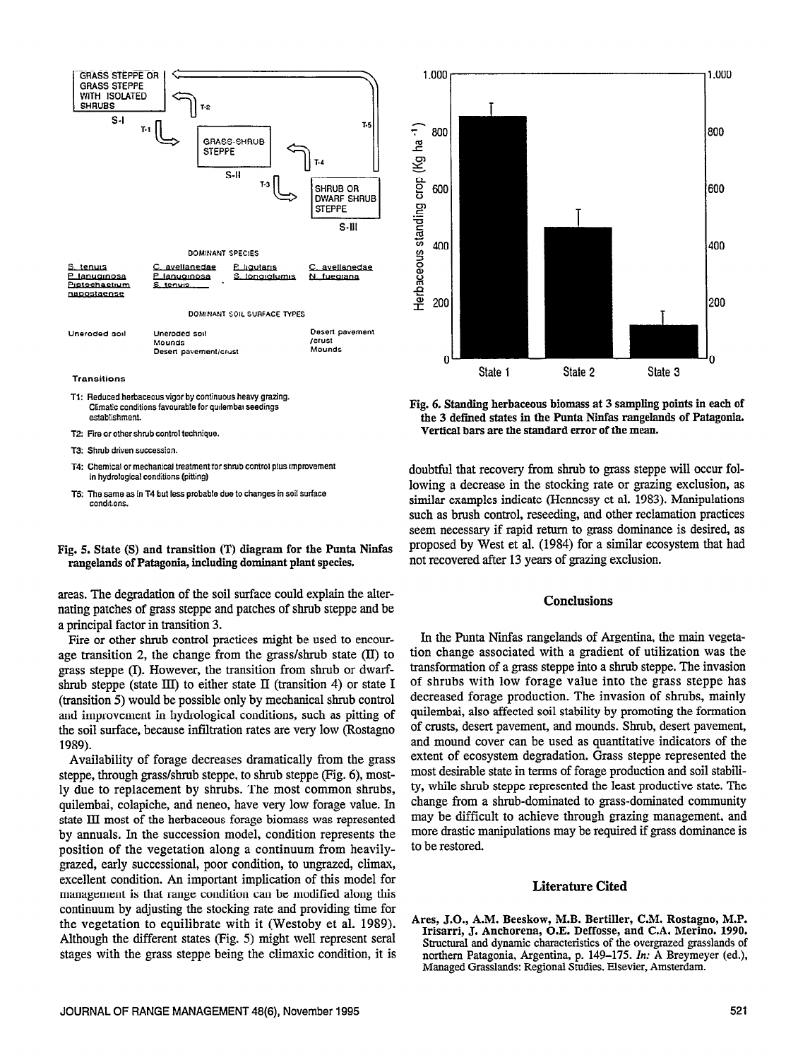GRASS STEPPE OR GRASS STEPPE WITH ISOLATED SHRUBS

S-I

T-1

T-2

GRASS-SHRUB STEPPE

S-II

T-3

T-4

T-5

SHRUB OR DWARF SHRUB STEPPE

S-III

DOMINANT SPECIES

S. tenuis
P. lanuginosa
Piptochaetium napostaense

C. avellanedae
P. lanuginosa
S. tenuis

P. ligularis
S. longiglumis

C. avellanedae
N. fuegiana

DOMINANT SOIL SURFACE TYPES

Uneroded soil

Uneroded soil
Mounds
Desert pavement/crust

Desert pavement /crust
Mounds

Transitions

T1: Reduced herbaceous vigor by continuous heavy grazing. Climatic conditions favourable for quilembai seedings establishment.

T2: Fire or other shrub control technique.

T3: Shrub driven succession.

T4: Chemical or mechanical treatment for shrub control plus improvement in hydrological conditions (pitting)

T5: The same as in T4 but less probable due to changes in soil surface conditions.

**Fig. 5. State (S) and transition (T) diagram for the Punta Ninfas rangelands of Patagonia, including dominant plant species.**

1.000

800

600

400

200

0

Herbaceous standing crop (Kg ha $^{-1}$)

State 1

State 2

State 3

**Fig. 6. Standing herbaceous biomass at 3 sampling points in each of the 3 defined states in the Punta Ninfas rangelands of Patagonia. Vertical bars are the standard error of the mean.**

areas. The degradation of the soil surface could explain the alternating patches of grass steppe and patches of shrub steppe and be a principal factor in transition 3.

Fire or other shrub control practices might be used to encourage transition 2, the change from the grass/shrub state (II) to grass steppe (I). However, the transition from shrub or dwarf-shrub steppe (state III) to either state II (transition 4) or state I (transition 5) would be possible only by mechanical shrub control and improvement in hydrological conditions, such as pitting of the soil surface, because infiltration rates are very low (Rostagno 1989).

Availability of forage decreases dramatically from the grass steppe, through grass/shrub steppe, to shrub steppe (Fig. 6), mostly due to replacement by shrubs. The most common shrubs, quilembai, colapiche, and neneo, have very low forage value. In state III most of the herbaceous forage biomass was represented by annuals. In the succession model, condition represents the position of the vegetation along a continuum from heavily-grazed, early successional, poor condition, to ungrazed, climax, excellent condition. An important implication of this model for management is that range condition can be modified along this continuum by adjusting the stocking rate and providing time for the vegetation to equilibrate with it (Westoby et al. 1989). Although the different states (Fig. 5) might well represent seral stages with the grass steppe being the climaxic condition, it is doubtful that recovery from shrub to grass steppe will occur following a decrease in the stocking rate or grazing exclusion, as similar examples indicate (Hennessy et al. 1983). Manipulations such as brush control, reseeding, and other reclamation practices seem necessary if rapid return to grass dominance is desired, as proposed by West et al. (1984) for a similar ecosystem that had not recovered after 13 years of grazing exclusion.

## Conclusions

In the Punta Ninfas rangelands of Argentina, the main vegetation change associated with a gradient of utilization was the transformation of a grass steppe into a shrub steppe. The invasion of shrubs with low forage value into the grass steppe has decreased forage production. The invasion of shrubs, mainly quilembai, also affected soil stability by promoting the formation of crusts, desert pavement, and mounds. Shrub, desert pavement, and mound cover can be used as quantitative indicators of the extent of ecosystem degradation. Grass steppe represented the most desirable state in terms of forage production and soil stability, while shrub steppe represented the least productive state. The change from a shrub-dominated to grass-dominated community may be difficult to achieve through grazing management, and more drastic manipulations may be required if grass dominance is to be restored.

## Literature Cited

**Ares, J.O., A.M. Beeskow, M.B. Bertiller, C.M. Rostagno, M.P. Irisarri, J. Anchorena, O.E. Deffosse, and C.A. Merino. 1990.** Structural and dynamic characteristics of the overgrazed grasslands of northern Patagonia, Argentina, p. 149–175. *In:* A Breymeyer (ed.), Managed Grasslands: Regional Studies. Elsevier, Amsterdam.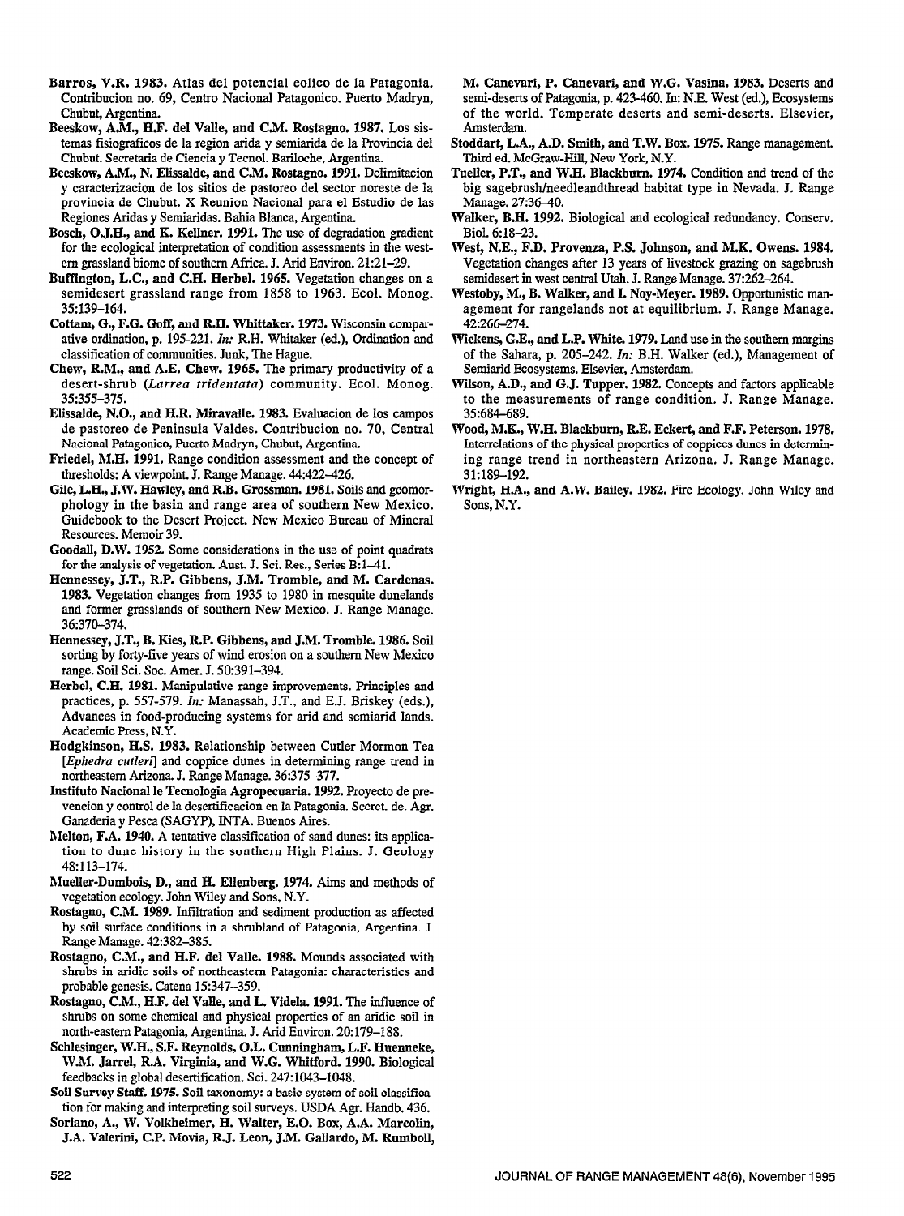**Barros, V.R. 1983.** Atlas del potencial eolico de la Patagonia. Contribucion no. 69, Centro Nacional Patagonico. Puerto Madryn, Chubut, Argentina.

**Beeskow, A.M., H.F. del Valle, and C.M. Rostagno. 1987.** Los sistemas fisiograficos de la region arida y semiarida de la Provincia del Chubut. Secretaria de Ciencia y Tecnol. Bariloche, Argentina.

**Beeskow, A.M., N. Elissalde, and C.M. Rostagno. 1991.** Delimitacion y caracterizacion de los sitios de pastoreo del sector noreste de la provincia de Chubut. X Reunion Nacional para el Estudio de las Regiones Aridas y Semiaridas. Bahia Blanca, Argentina.

**Bosch, O.J.H., and K. Kellner. 1991.** The use of degradation gradient for the ecological interpretation of condition assessments in the western grassland biome of southern Africa. J. Arid Environ. 21:21–29.

**Buffington, L.C., and C.H. Herbel. 1965.** Vegetation changes on a semidesert grassland range from 1858 to 1963. Ecol. Monog. 35:139–164.

**Cottam, G., F.G. Goff, and R.H. Whittaker. 1973.** Wisconsin comparative ordination, p. 195-221. *In:* R.H. Whitaker (ed.), Ordination and classification of communities. Junk, The Hague.

**Chew, R.M., and A.E. Chew. 1965.** The primary productivity of a desert-shrub (*Larrea tridentata*) community. Ecol. Monog. 35:355–375.

**Elissalde, N.O., and H.R. Miravalle. 1983.** Evaluacion de los campos de pastoreo de Peninsula Valdes. Contribucion no. 70, Central Nacional Patagonico, Puerto Madryn, Chubut, Argentina.

**Friedel, M.H. 1991.** Range condition assessment and the concept of thresholds: A viewpoint. J. Range Manage. 44:422–426.

**Gile, L.H., J.W. Hawley, and R.B. Grossman. 1981.** Soils and geomorphology in the basin and range area of southern New Mexico. Guidebook to the Desert Project. New Mexico Bureau of Mineral Resources. Memoir 39.

**Goodall, D.W. 1952.** Some considerations in the use of point quadrats for the analysis of vegetation. Aust. J. Sci. Res., Series B:1–41.

**Hennessey, J.T., R.P. Gibbens, J.M. Tromble, and M. Cardenas. 1983.** Vegetation changes from 1935 to 1980 in mesquite dunelands and former grasslands of southern New Mexico. J. Range Manage. 36:370–374.

**Hennessey, J.T., B. Kies, R.P. Gibbens, and J.M. Tromble. 1986.** Soil sorting by forty-five years of wind erosion on a southern New Mexico range. Soil Sci. Soc. Amer. J. 50:391–394.

**Herbel, C.H. 1981.** Manipulative range improvements. Principles and practices, p. 557-579. *In:* Manassah, J.T., and E.J. Briskey (eds.), Advances in food-producing systems for arid and semiarid lands. Academic Press, N.Y.

**Hodgkinson, H.S. 1983.** Relationship between Cutler Mormon Tea [*Ephedra cutleri*] and coppice dunes in determining range trend in northeastern Arizona. J. Range Manage. 36:375–377.

**Instituto Nacional le Tecnologia Agropecuaria. 1992.** Proyecto de prevencion y control de la desertificacion en la Patagonia. Secret. de. Agr. Ganaderia y Pesca (SAGYP), INTA. Buenos Aires.

**Melton, F.A. 1940.** A tentative classification of sand dunes: its application to dune history in the southern High Plains. J. Geology 48:113–174.

**Mueller-Dumbois, D., and H. Ellenberg. 1974.** Aims and methods of vegetation ecology. John Wiley and Sons, N.Y.

**Rostagno, C.M. 1989.** Infiltration and sediment production as affected by soil surface conditions in a shrubland of Patagonia, Argentina. J. Range Manage. 42:382–385.

**Rostagno, C.M., and H.F. del Valle. 1988.** Mounds associated with shrubs in aridic soils of northeastern Patagonia: characteristics and probable genesis. Catena 15:347–359.

**Rostagno, C.M., H.F. del Valle, and L. Videla. 1991.** The influence of shrubs on some chemical and physical properties of an aridic soil in north-eastern Patagonia, Argentina. J. Arid Environ. 20:179–188.

**Schlesinger, W.H., S.F. Reynolds, O.L. Cunningham, L.F. Huenneke, W.M. Jarrel, R.A. Virginia, and W.G. Whitford. 1990.** Biological feedbacks in global desertification. Sci. 247:1043–1048.

**Soil Survey Staff. 1975.** Soil taxonomy: a basic system of soil classification for making and interpreting soil surveys. USDA Agr. Handb. 436.

**Soriano, A., W. Volkheimer, H. Walter, E.O. Box, A.A. Marcolin, J.A. Valerini, C.P. Movia, R.J. Leon, J.M. Gallardo, M. Rumboll, M. Canevari, P. Canevari, and W.G. Vasina. 1983.** Deserts and semi-deserts of Patagonia, p. 423-460. In: N.E. West (ed.), Ecosystems of the world. Temperate deserts and semi-deserts. Elsevier, Amsterdam.

**Stoddart, L.A., A.D. Smith, and T.W. Box. 1975.** Range management. Third ed. McGraw-Hill, New York, N.Y.

**Tueller, P.T., and W.H. Blackburn. 1974.** Condition and trend of the big sagebrush/needleandthread habitat type in Nevada. J. Range Manage. 27:36–40.

**Walker, B.H. 1992.** Biological and ecological redundancy. Conserv. Biol. 6:18–23.

**West, N.E., F.D. Provenza, P.S. Johnson, and M.K. Owens. 1984.** Vegetation changes after 13 years of livestock grazing on sagebrush semidesert in west central Utah. J. Range Manage. 37:262–264.

**Westoby, M., B. Walker, and I. Noy-Meyer. 1989.** Opportunistic management for rangelands not at equilibrium. J. Range Manage. 42:266–274.

**Wickens, G.E., and L.P. White. 1979.** Land use in the southern margins of the Sahara, p. 205–242. *In:* B.H. Walker (ed.), Management of Semiarid Ecosystems. Elsevier, Amsterdam.

**Wilson, A.D., and G.J. Tupper. 1982.** Concepts and factors applicable to the measurements of range condition. J. Range Manage. 35:684–689.

**Wood, M.K., W.H. Blackburn, R.E. Eckert, and F.F. Peterson. 1978.** Interrelations of the physical properties of coppices dunes in determining range trend in northeastern Arizona. J. Range Manage. 31:189–192.

**Wright, H.A., and A.W. Bailey. 1982.** Fire Ecology. John Wiley and Sons, N.Y.